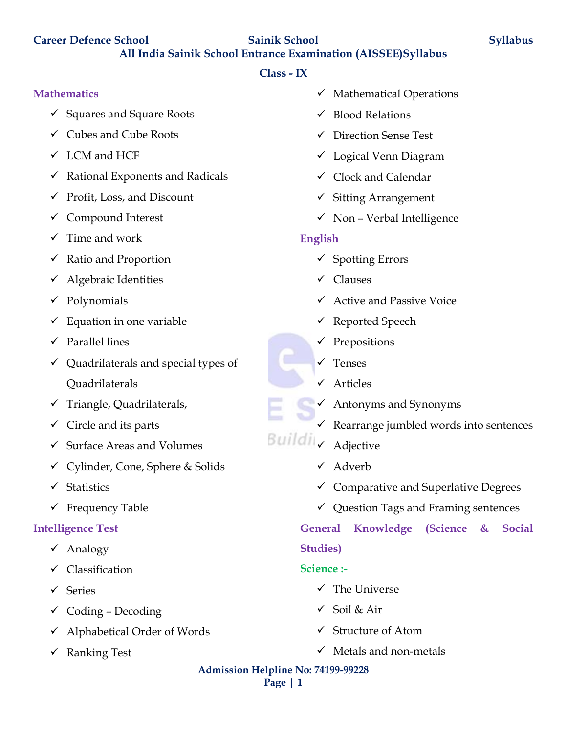Career Defence School Sainik School Syllabus

# All India Sainik School Entrance Examination (AISSEE)Syllabus

## Class - IX

### Mathematics

- ✓ Squares and Square Roots
- ✓ Cubes and Cube Roots
- ✓ LCM and HCF
- ✓ Rational Exponents and Radicals
- ✓ Profit, Loss, and Discount
- ✓ Compound Interest
- ✓ Time and work
- ✓ Ratio and Proportion
- ✓ Algebraic Identities
- ✓ Polynomials
- ✓ Equation in one variable
- ✓ Parallel lines
- ✓ Quadrilaterals and special types of Quadrilaterals
- ✓ Triangle, Quadrilaterals,
- ✓ Circle and its parts
- ✓ Surface Areas and Volumes
- ✓ Cylinder, Cone, Sphere & Solids
- ✓ Statistics
- ✓ Frequency Table

### Intelligence Test

- ✓ Analogy
- ✓ Classification
- ✓ Series
- ✓ Coding – Decoding
- ✓ Alphabetical Order of Words
- ✓ Ranking Test
- ✓ Mathematical Operations
- ✓ Blood Relations
- ✓ Direction Sense Test
- ✓ Logical Venn Diagram
- ✓ Clock and Calendar
- ✓ Sitting Arrangement
- ✓ Non – Verbal Intelligence

### English

- ✓ Spotting Errors
- ✓ Clauses
- ✓ Active and Passive Voice
- ✓ Reported Speech
- ✓ Prepositions
- ✓ Tenses
- ✓ Articles
- ✓ Antonyms and Synonyms
- ✓ Rearrange jumbled words into sentences
- ✓ Adjective
- ✓ Adverb
- ✓ Comparative and Superlative Degrees
- ✓ Question Tags and Framing sentences

### General Knowledge (Science & Social Studies)

#### Science :-

- ✓ The Universe
- ✓ Soil & Air
- ✓ Structure of Atom
- ✓ Metals and non-metals

Admission Helpline No: 74199-99228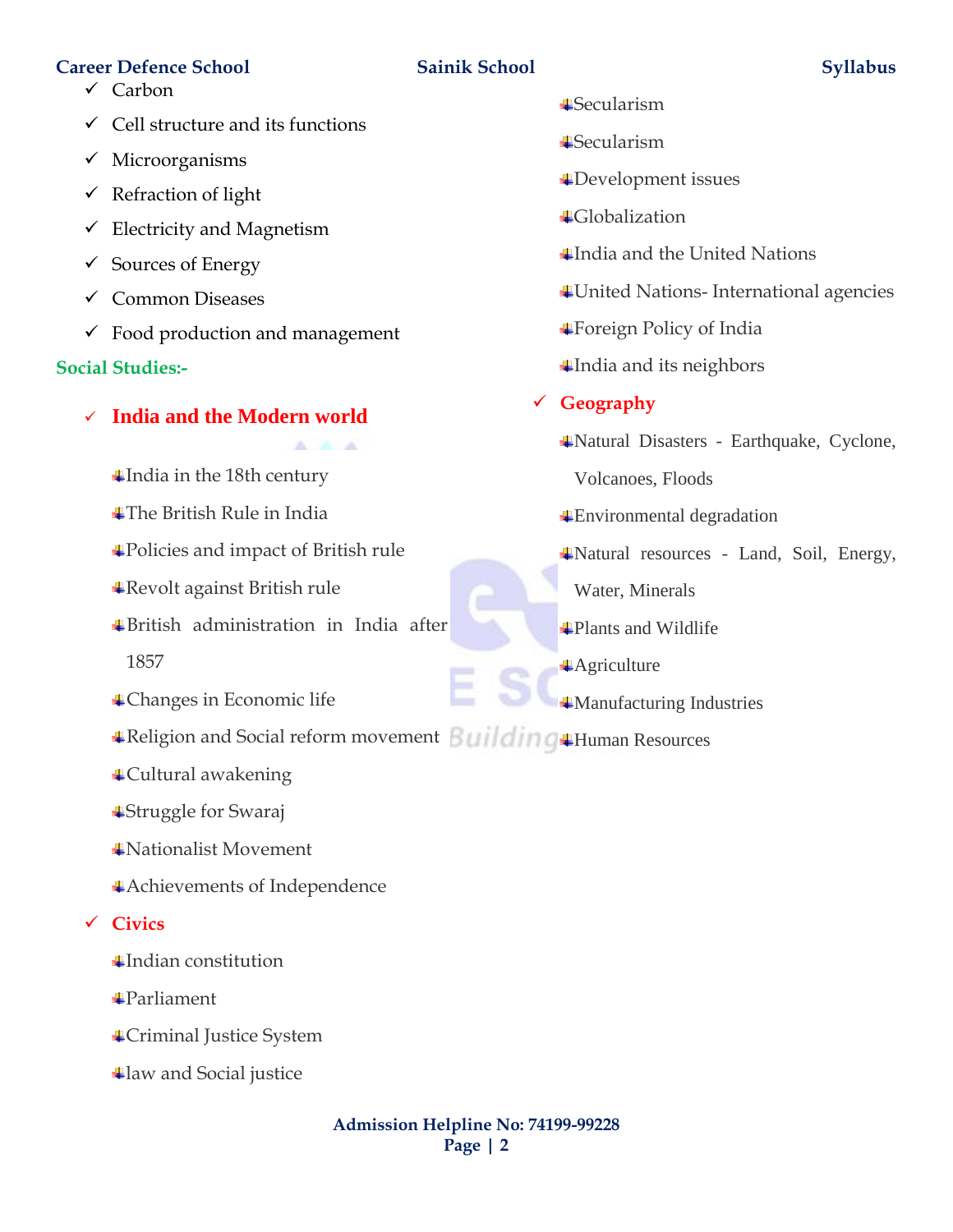- Carbon
- Cell structure and its functions
- Microorganisms
- Refraction of light
- Electricity and Magnetism
- Sources of Energy
- Common Diseases
- Food production and management

**Social Studies:-**

- **India and the Modern world**
  - India in the 18th century
  - The British Rule in India
  - Policies and impact of British rule
  - Revolt against British rule
  - British administration in India after 1857
  - Changes in Economic life
  - Religion and Social reform movement
  - Cultural awakening
  - Struggle for Swaraj
  - Nationalist Movement
  - Achievements of Independence
- **Civics**
  - Indian constitution
  - Parliament
  - Criminal Justice System
  - law and Social justice
  - Secularism
  - Secularism
  - Development issues
  - Globalization
  - India and the United Nations
  - United Nations- International agencies
  - Foreign Policy of India
  - India and its neighbors
- **Geography**
  - Natural Disasters - Earthquake, Cyclone, Volcanoes, Floods
  - Environmental degradation
  - Natural resources - Land, Soil, Energy, Water, Minerals
  - Plants and Wildlife
  - Agriculture
  - Manufacturing Industries
  - Human Resources